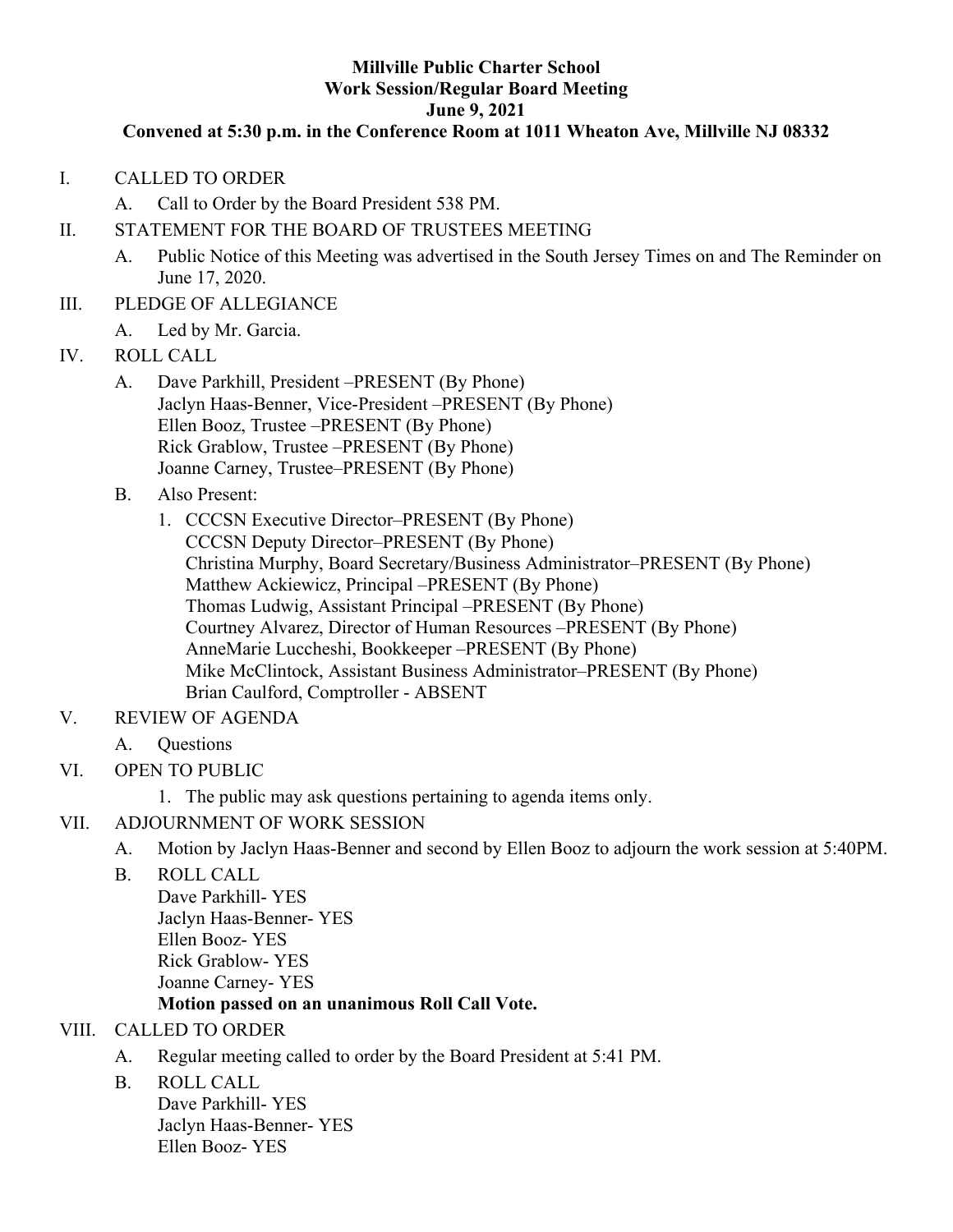**Millville Public Charter School**
**Work Session/Regular Board Meeting**
**June 9, 2021**
**Convened at 5:30 p.m. in the Conference Room at 1011 Wheaton Ave, Millville NJ 08332**

I. CALLED TO ORDER
   A. Call to Order by the Board President 538 PM.

II. STATEMENT FOR THE BOARD OF TRUSTEES MEETING
   A. Public Notice of this Meeting was advertised in the South Jersey Times on and The Reminder on June 17, 2020.

III. PLEDGE OF ALLEGIANCE
   A. Led by Mr. Garcia.

IV. ROLL CALL
   A. Dave Parkhill, President –PRESENT (By Phone)
   Jaclyn Haas-Benner, Vice-President –PRESENT (By Phone)
   Ellen Booz, Trustee –PRESENT (By Phone)
   Rick Grablow, Trustee –PRESENT (By Phone)
   Joanne Carney, Trustee–PRESENT (By Phone)
   B. Also Present:
      1. CCCSN Executive Director–PRESENT (By Phone)
      CCCSN Deputy Director–PRESENT (By Phone)
      Christina Murphy, Board Secretary/Business Administrator–PRESENT (By Phone)
      Matthew Ackiewicz, Principal –PRESENT (By Phone)
      Thomas Ludwig, Assistant Principal –PRESENT (By Phone)
      Courtney Alvarez, Director of Human Resources –PRESENT (By Phone)
      AnneMarie Luccheshi, Bookkeeper –PRESENT (By Phone)
      Mike McClintock, Assistant Business Administrator–PRESENT (By Phone)
      Brian Caulford, Comptroller - ABSENT

V. REVIEW OF AGENDA
   A. Questions

VI. OPEN TO PUBLIC
   1. The public may ask questions pertaining to agenda items only.

VII. ADJOURNMENT OF WORK SESSION
   A. Motion by Jaclyn Haas-Benner and second by Ellen Booz to adjourn the work session at 5:40PM.
   B. ROLL CALL
   Dave Parkhill- YES
   Jaclyn Haas-Benner- YES
   Ellen Booz- YES
   Rick Grablow- YES
   Joanne Carney- YES
   **Motion passed on an unanimous Roll Call Vote.**

VIII. CALLED TO ORDER
   A. Regular meeting called to order by the Board President at 5:41 PM.
   B. ROLL CALL
   Dave Parkhill- YES
   Jaclyn Haas-Benner- YES
   Ellen Booz- YES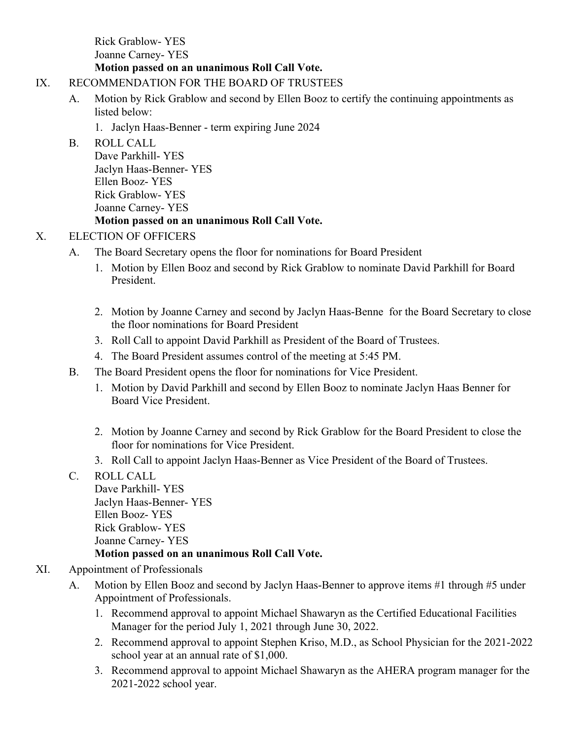Rick Grablow- YES
Joanne Carney- YES
**Motion passed on an unanimous Roll Call Vote.**

IX. RECOMMENDATION FOR THE BOARD OF TRUSTEES

A. Motion by Rick Grablow and second by Ellen Booz to certify the continuing appointments as listed below:

1. Jaclyn Haas-Benner - term expiring June 2024

B. ROLL CALL
Dave Parkhill- YES
Jaclyn Haas-Benner- YES
Ellen Booz- YES
Rick Grablow- YES
Joanne Carney- YES
**Motion passed on an unanimous Roll Call Vote.**

X. ELECTION OF OFFICERS

A. The Board Secretary opens the floor for nominations for Board President

1. Motion by Ellen Booz and second by Rick Grablow to nominate David Parkhill for Board President.
2. Motion by Joanne Carney and second by Jaclyn Haas-Benne for the Board Secretary to close the floor nominations for Board President
3. Roll Call to appoint David Parkhill as President of the Board of Trustees.
4. The Board President assumes control of the meeting at 5:45 PM.

B. The Board President opens the floor for nominations for Vice President.

1. Motion by David Parkhill and second by Ellen Booz to nominate Jaclyn Haas Benner for Board Vice President.
2. Motion by Joanne Carney and second by Rick Grablow for the Board President to close the floor for nominations for Vice President.
3. Roll Call to appoint Jaclyn Haas-Benner as Vice President of the Board of Trustees.

C. ROLL CALL
Dave Parkhill- YES
Jaclyn Haas-Benner- YES
Ellen Booz- YES
Rick Grablow- YES
Joanne Carney- YES
**Motion passed on an unanimous Roll Call Vote.**

XI. Appointment of Professionals

A. Motion by Ellen Booz and second by Jaclyn Haas-Benner to approve items #1 through #5 under Appointment of Professionals.

1. Recommend approval to appoint Michael Shawaryn as the Certified Educational Facilities Manager for the period July 1, 2021 through June 30, 2022.
2. Recommend approval to appoint Stephen Kriso, M.D., as School Physician for the 2021-2022 school year at an annual rate of $1,000.
3. Recommend approval to appoint Michael Shawaryn as the AHERA program manager for the 2021-2022 school year.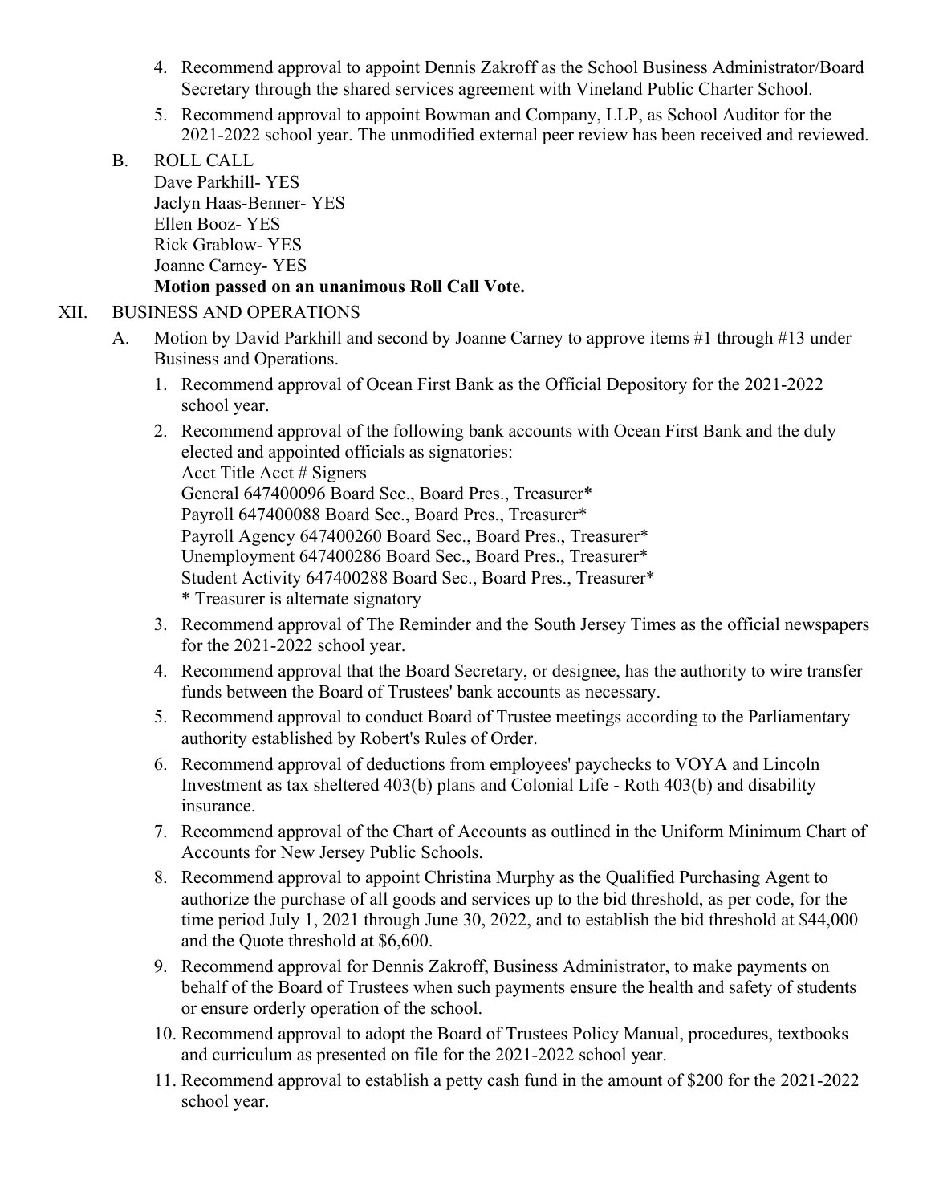4. Recommend approval to appoint Dennis Zakroff as the School Business Administrator/Board Secretary through the shared services agreement with Vineland Public Charter School.
5. Recommend approval to appoint Bowman and Company, LLP, as School Auditor for the 2021-2022 school year. The unmodified external peer review has been received and reviewed.

B. ROLL CALL
Dave Parkhill- YES
Jaclyn Haas-Benner- YES
Ellen Booz- YES
Rick Grablow- YES
Joanne Carney- YES
**Motion passed on an unanimous Roll Call Vote.**

XII. BUSINESS AND OPERATIONS

A. Motion by David Parkhill and second by Joanne Carney to approve items #1 through #13 under Business and Operations.

1. Recommend approval of Ocean First Bank as the Official Depository for the 2021-2022 school year.
2. Recommend approval of the following bank accounts with Ocean First Bank and the duly elected and appointed officials as signatories:
   Acct Title Acct # Signers
   General 647400096 Board Sec., Board Pres., Treasurer*
   Payroll 647400088 Board Sec., Board Pres., Treasurer*
   Payroll Agency 647400260 Board Sec., Board Pres., Treasurer*
   Unemployment 647400286 Board Sec., Board Pres., Treasurer*
   Student Activity 647400288 Board Sec., Board Pres., Treasurer*
   * Treasurer is alternate signatory
3. Recommend approval of The Reminder and the South Jersey Times as the official newspapers for the 2021-2022 school year.
4. Recommend approval that the Board Secretary, or designee, has the authority to wire transfer funds between the Board of Trustees' bank accounts as necessary.
5. Recommend approval to conduct Board of Trustee meetings according to the Parliamentary authority established by Robert's Rules of Order.
6. Recommend approval of deductions from employees' paychecks to VOYA and Lincoln Investment as tax sheltered 403(b) plans and Colonial Life - Roth 403(b) and disability insurance.
7. Recommend approval of the Chart of Accounts as outlined in the Uniform Minimum Chart of Accounts for New Jersey Public Schools.
8. Recommend approval to appoint Christina Murphy as the Qualified Purchasing Agent to authorize the purchase of all goods and services up to the bid threshold, as per code, for the time period July 1, 2021 through June 30, 2022, and to establish the bid threshold at $44,000 and the Quote threshold at $6,600.
9. Recommend approval for Dennis Zakroff, Business Administrator, to make payments on behalf of the Board of Trustees when such payments ensure the health and safety of students or ensure orderly operation of the school.
10. Recommend approval to adopt the Board of Trustees Policy Manual, procedures, textbooks and curriculum as presented on file for the 2021-2022 school year.
11. Recommend approval to establish a petty cash fund in the amount of $200 for the 2021-2022 school year.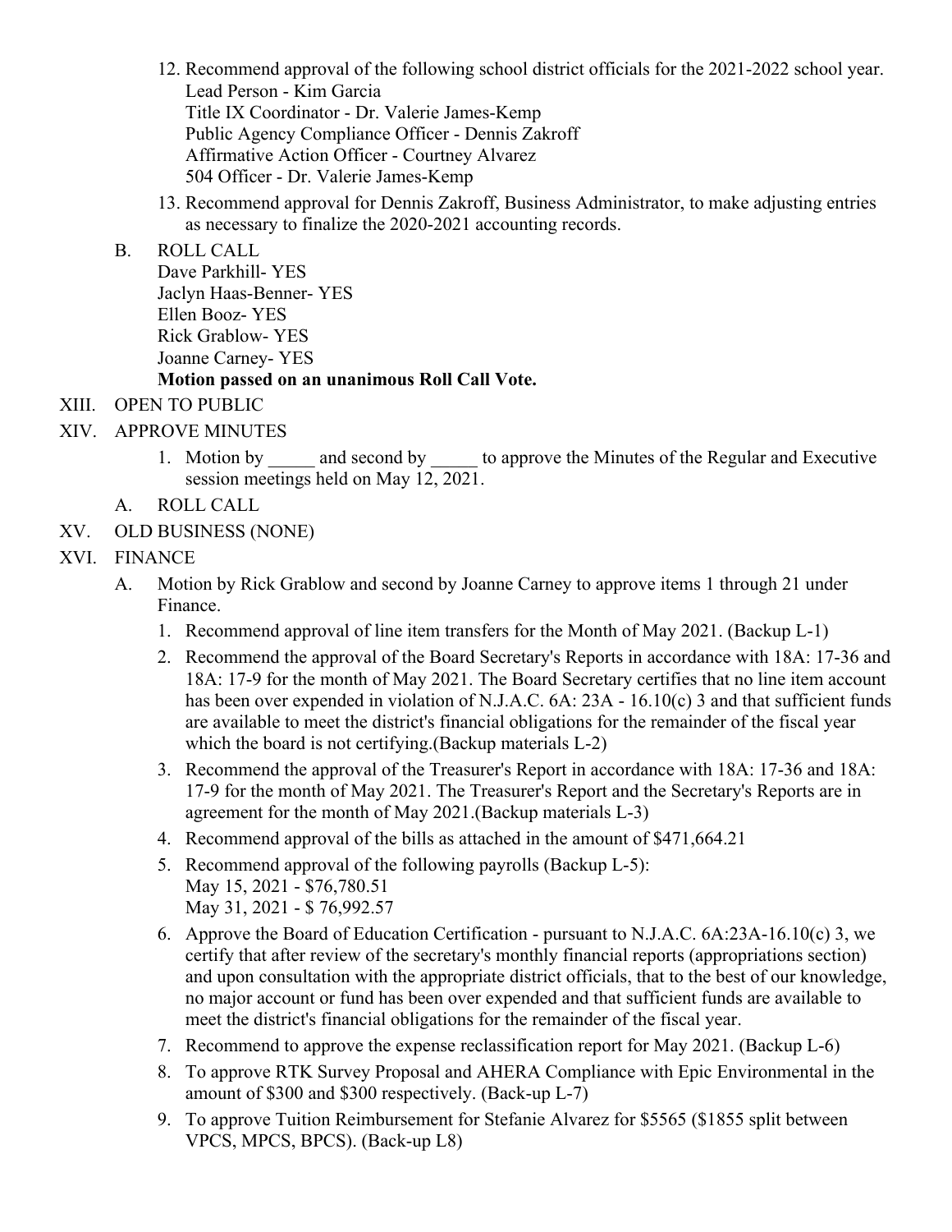12. Recommend approval of the following school district officials for the 2021-2022 school year.
    Lead Person - Kim Garcia
    Title IX Coordinator - Dr. Valerie James-Kemp
    Public Agency Compliance Officer - Dennis Zakroff
    Affirmative Action Officer - Courtney Alvarez
    504 Officer - Dr. Valerie James-Kemp
13. Recommend approval for Dennis Zakroff, Business Administrator, to make adjusting entries as necessary to finalize the 2020-2021 accounting records.

B. ROLL CALL
   Dave Parkhill- YES
   Jaclyn Haas-Benner- YES
   Ellen Booz- YES
   Rick Grablow- YES
   Joanne Carney- YES
   **Motion passed on an unanimous Roll Call Vote.**

XIII. OPEN TO PUBLIC

XIV. APPROVE MINUTES

1. Motion by _____ and second by _____ to approve the Minutes of the Regular and Executive session meetings held on May 12, 2021.

A. ROLL CALL

XV. OLD BUSINESS (NONE)

XVI. FINANCE

A. Motion by Rick Grablow and second by Joanne Carney to approve items 1 through 21 under Finance.

1. Recommend approval of line item transfers for the Month of May 2021. (Backup L-1)
2. Recommend the approval of the Board Secretary's Reports in accordance with 18A: 17-36 and 18A: 17-9 for the month of May 2021. The Board Secretary certifies that no line item account has been over expended in violation of N.J.A.C. 6A: 23A - 16.10(c) 3 and that sufficient funds are available to meet the district's financial obligations for the remainder of the fiscal year which the board is not certifying.(Backup materials L-2)
3. Recommend the approval of the Treasurer's Report in accordance with 18A: 17-36 and 18A: 17-9 for the month of May 2021. The Treasurer's Report and the Secretary's Reports are in agreement for the month of May 2021.(Backup materials L-3)
4. Recommend approval of the bills as attached in the amount of $471,664.21
5. Recommend approval of the following payrolls (Backup L-5):
   May 15, 2021 - $76,780.51
   May 31, 2021 - $ 76,992.57
6. Approve the Board of Education Certification - pursuant to N.J.A.C. 6A:23A-16.10(c) 3, we certify that after review of the secretary's monthly financial reports (appropriations section) and upon consultation with the appropriate district officials, that to the best of our knowledge, no major account or fund has been over expended and that sufficient funds are available to meet the district's financial obligations for the remainder of the fiscal year.
7. Recommend to approve the expense reclassification report for May 2021. (Backup L-6)
8. To approve RTK Survey Proposal and AHERA Compliance with Epic Environmental in the amount of $300 and $300 respectively. (Back-up L-7)
9. To approve Tuition Reimbursement for Stefanie Alvarez for $5565 ($1855 split between VPCS, MPCS, BPCS). (Back-up L8)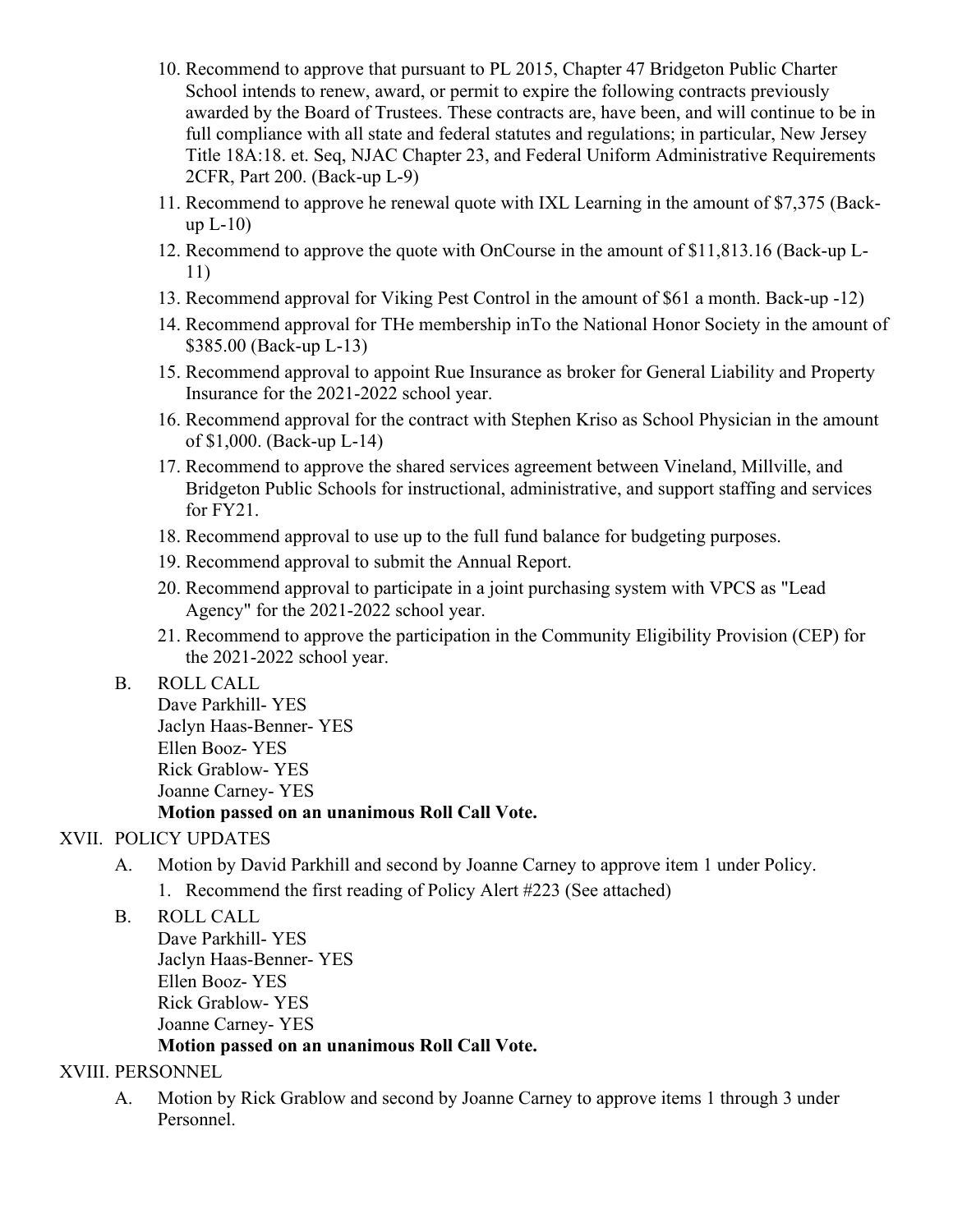10. Recommend to approve that pursuant to PL 2015, Chapter 47 Bridgeton Public Charter School intends to renew, award, or permit to expire the following contracts previously awarded by the Board of Trustees. These contracts are, have been, and will continue to be in full compliance with all state and federal statutes and regulations; in particular, New Jersey Title 18A:18. et. Seq, NJAC Chapter 23, and Federal Uniform Administrative Requirements 2CFR, Part 200. (Back-up L-9)
11. Recommend to approve he renewal quote with IXL Learning in the amount of $7,375 (Back-up L-10)
12. Recommend to approve the quote with OnCourse in the amount of $11,813.16 (Back-up L-11)
13. Recommend approval for Viking Pest Control in the amount of $61 a month. Back-up -12)
14. Recommend approval for THe membership inTo the National Honor Society in the amount of $385.00 (Back-up L-13)
15. Recommend approval to appoint Rue Insurance as broker for General Liability and Property Insurance for the 2021-2022 school year.
16. Recommend approval for the contract with Stephen Kriso as School Physician in the amount of $1,000. (Back-up L-14)
17. Recommend to approve the shared services agreement between Vineland, Millville, and Bridgeton Public Schools for instructional, administrative, and support staffing and services for FY21.
18. Recommend approval to use up to the full fund balance for budgeting purposes.
19. Recommend approval to submit the Annual Report.
20. Recommend approval to participate in a joint purchasing system with VPCS as "Lead Agency" for the 2021-2022 school year.
21. Recommend to approve the participation in the Community Eligibility Provision (CEP) for the 2021-2022 school year.

B. ROLL CALL
Dave Parkhill- YES
Jaclyn Haas-Benner- YES
Ellen Booz- YES
Rick Grablow- YES
Joanne Carney- YES
**Motion passed on an unanimous Roll Call Vote.**

XVII. POLICY UPDATES

A. Motion by David Parkhill and second by Joanne Carney to approve item 1 under Policy.
1. Recommend the first reading of Policy Alert #223 (See attached)

B. ROLL CALL
Dave Parkhill- YES
Jaclyn Haas-Benner- YES
Ellen Booz- YES
Rick Grablow- YES
Joanne Carney- YES
**Motion passed on an unanimous Roll Call Vote.**

XVIII. PERSONNEL

A. Motion by Rick Grablow and second by Joanne Carney to approve items 1 through 3 under Personnel.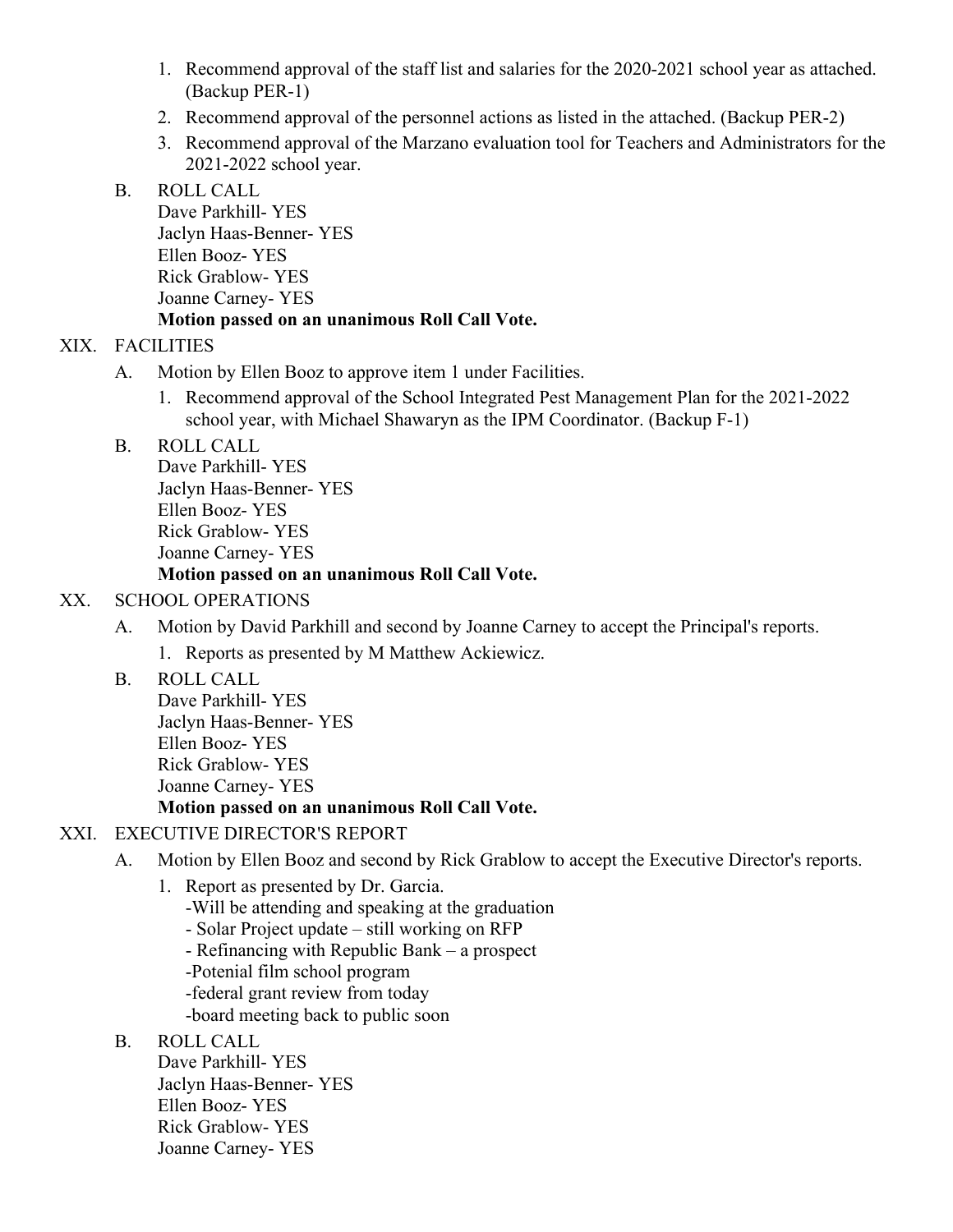1. Recommend approval of the staff list and salaries for the 2020-2021 school year as attached. (Backup PER-1)
2. Recommend approval of the personnel actions as listed in the attached. (Backup PER-2)
3. Recommend approval of the Marzano evaluation tool for Teachers and Administrators for the 2021-2022 school year.

B. ROLL CALL
Dave Parkhill- YES
Jaclyn Haas-Benner- YES
Ellen Booz- YES
Rick Grablow- YES
Joanne Carney- YES
**Motion passed on an unanimous Roll Call Vote.**

XIX. FACILITIES

A. Motion by Ellen Booz to approve item 1 under Facilities.

1. Recommend approval of the School Integrated Pest Management Plan for the 2021-2022 school year, with Michael Shawaryn as the IPM Coordinator. (Backup F-1)

B. ROLL CALL
Dave Parkhill- YES
Jaclyn Haas-Benner- YES
Ellen Booz- YES
Rick Grablow- YES
Joanne Carney- YES
**Motion passed on an unanimous Roll Call Vote.**

XX. SCHOOL OPERATIONS

A. Motion by David Parkhill and second by Joanne Carney to accept the Principal's reports.

1. Reports as presented by M Matthew Ackiewicz.

B. ROLL CALL
Dave Parkhill- YES
Jaclyn Haas-Benner- YES
Ellen Booz- YES
Rick Grablow- YES
Joanne Carney- YES
**Motion passed on an unanimous Roll Call Vote.**

XXI. EXECUTIVE DIRECTOR'S REPORT

A. Motion by Ellen Booz and second by Rick Grablow to accept the Executive Director's reports.

1. Report as presented by Dr. Garcia.
   -Will be attending and speaking at the graduation
   - Solar Project update – still working on RFP
   - Refinancing with Republic Bank – a prospect
   -Potenial film school program
   -federal grant review from today
   -board meeting back to public soon

B. ROLL CALL
Dave Parkhill- YES
Jaclyn Haas-Benner- YES
Ellen Booz- YES
Rick Grablow- YES
Joanne Carney- YES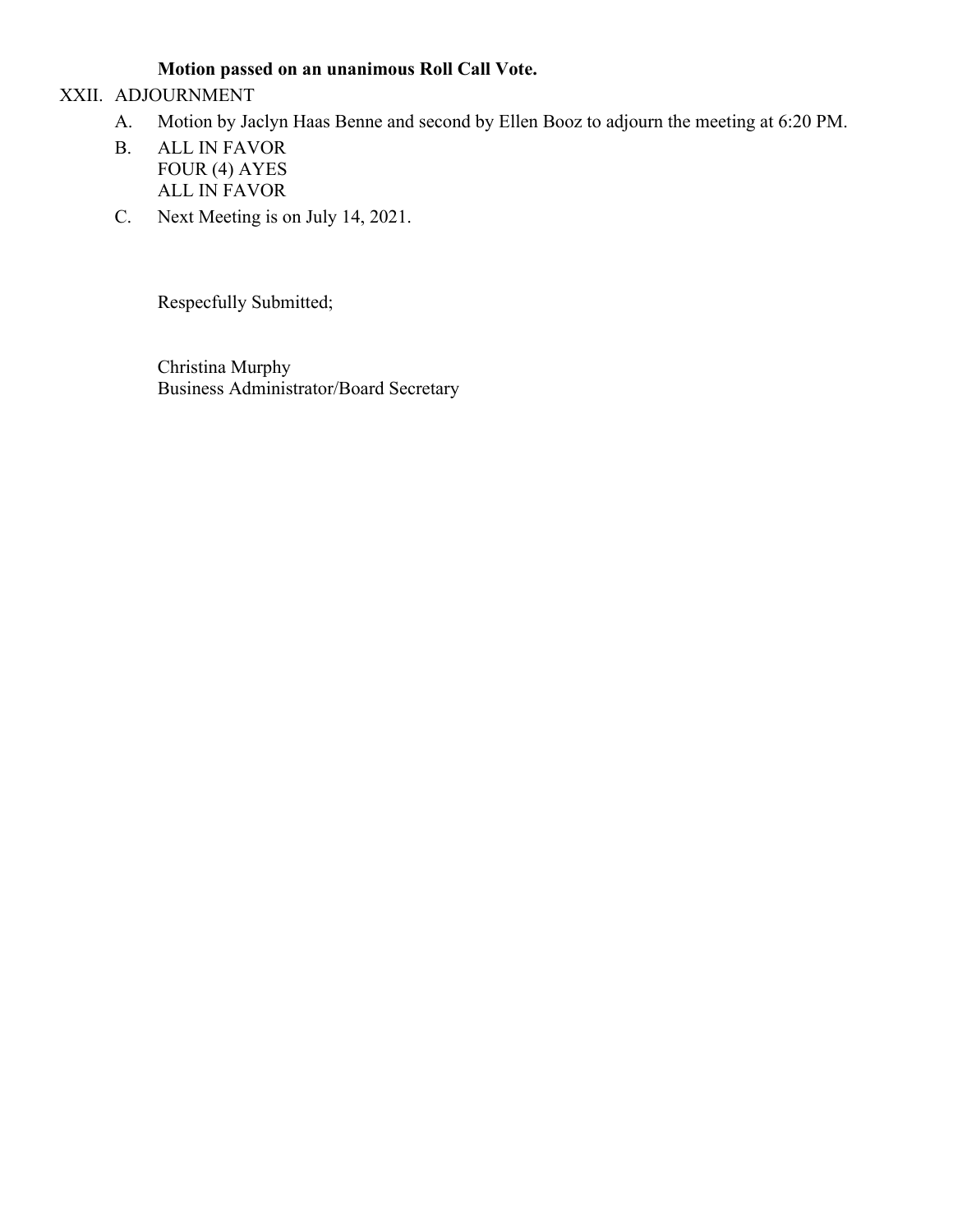**Motion passed on an unanimous Roll Call Vote.**

XXII. ADJOURNMENT

A. Motion by Jaclyn Haas Benne and second by Ellen Booz to adjourn the meeting at 6:20 PM.

B. ALL IN FAVOR
FOUR (4) AYES
ALL IN FAVOR

C. Next Meeting is on July 14, 2021.

Respecfully Submitted;

Christina Murphy
Business Administrator/Board Secretary